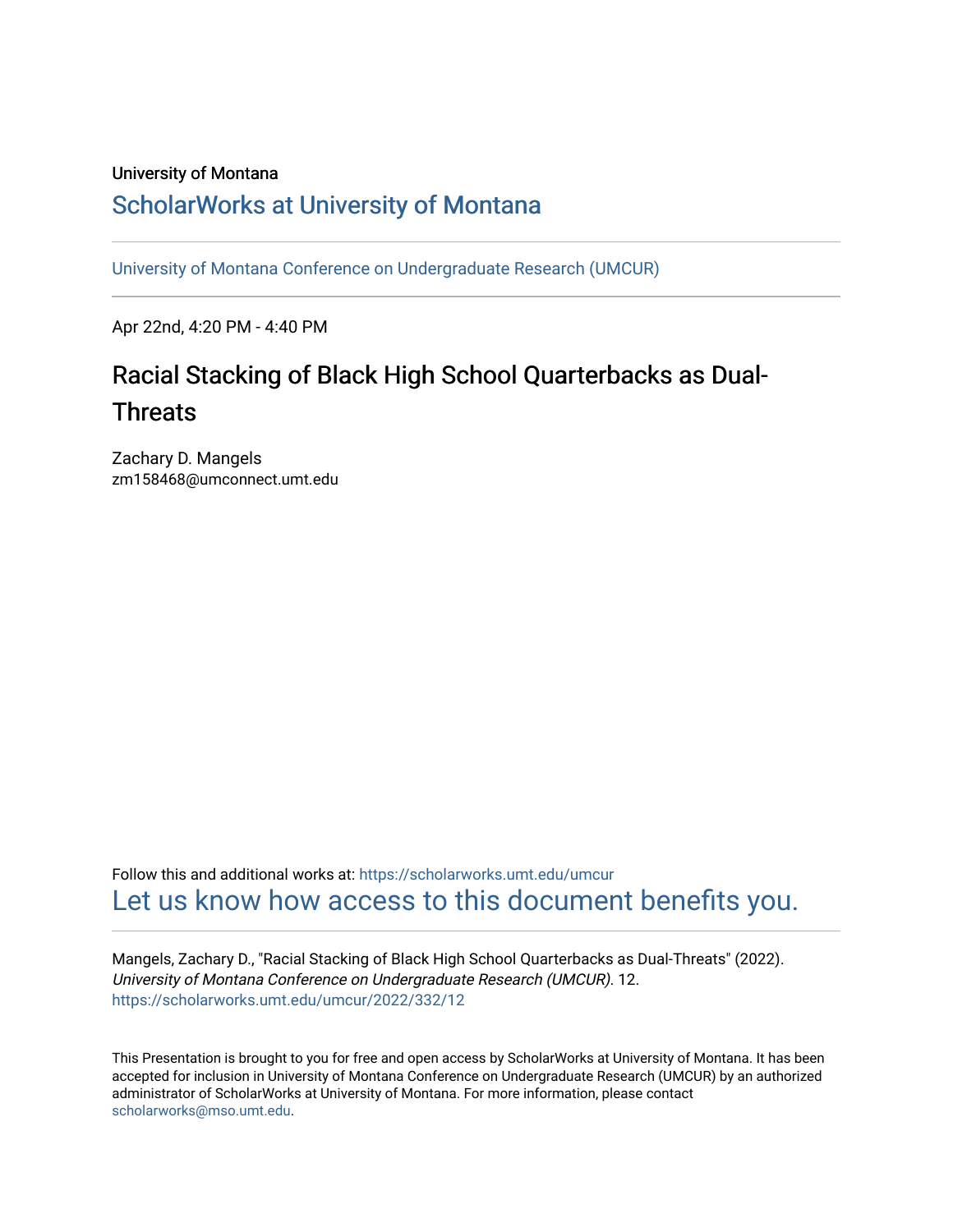University of Montana

# ScholarWorks at University of Montana

University of Montana Conference on Undergraduate Research (UMCUR)

Apr 22nd, 4:20 PM - 4:40 PM

## Racial Stacking of Black High School Quarterbacks as Dual-Threats

Zachary D. Mangels
zm158468@umconnect.umt.edu

Follow this and additional works at: https://scholarworks.umt.edu/umcur
Let us know how access to this document benefits you.

Mangels, Zachary D., "Racial Stacking of Black High School Quarterbacks as Dual-Threats" (2022). *University of Montana Conference on Undergraduate Research (UMCUR)*. 12.
https://scholarworks.umt.edu/umcur/2022/332/12

This Presentation is brought to you for free and open access by ScholarWorks at University of Montana. It has been accepted for inclusion in University of Montana Conference on Undergraduate Research (UMCUR) by an authorized administrator of ScholarWorks at University of Montana. For more information, please contact scholarworks@mso.umt.edu.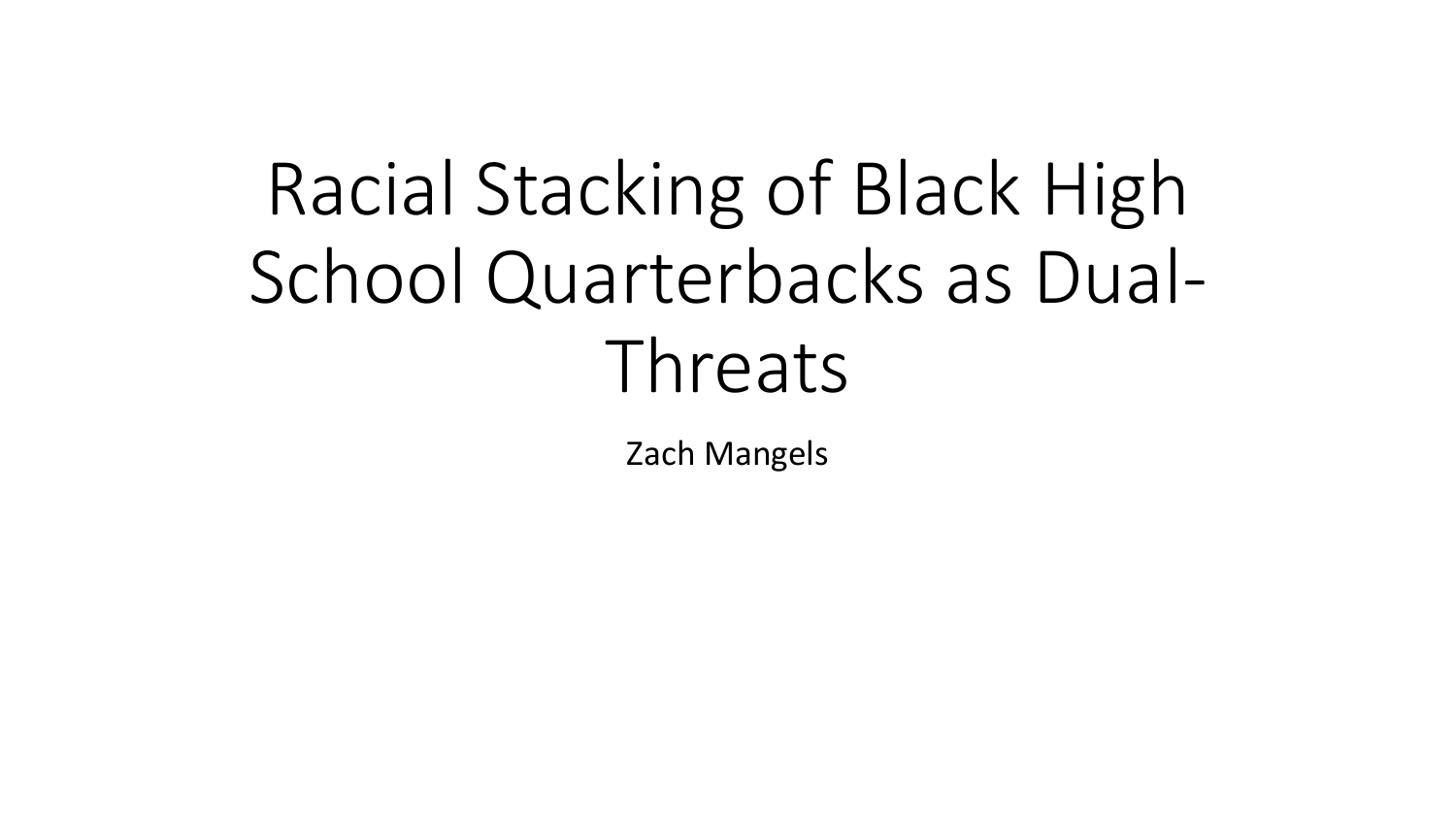# Racial Stacking of Black High School Quarterbacks as Dual-Threats

Zach Mangels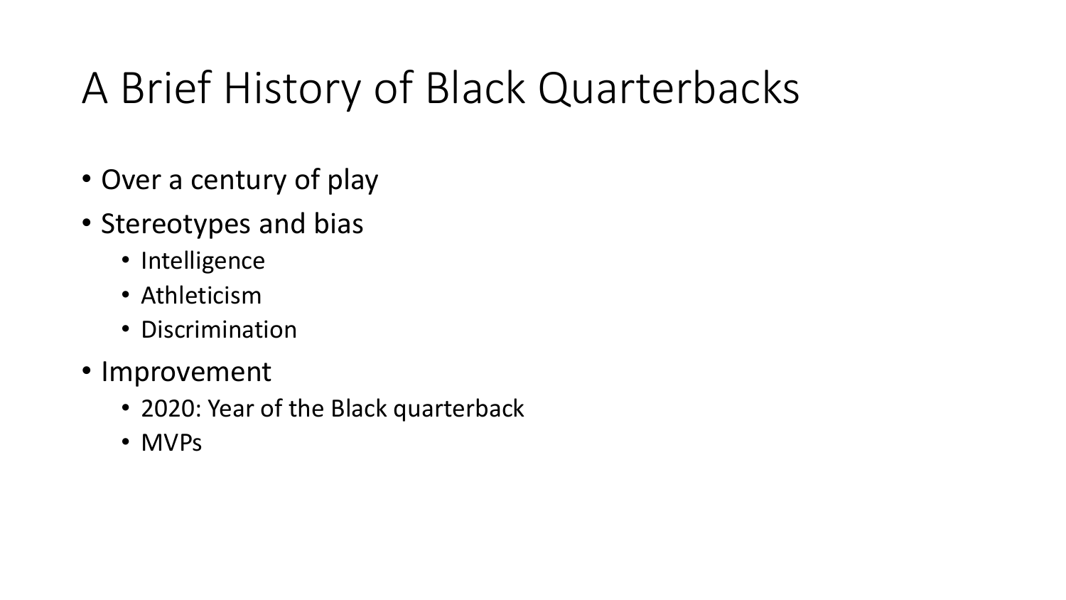# A Brief History of Black Quarterbacks

- Over a century of play
- Stereotypes and bias
  - Intelligence
  - Athleticism
  - Discrimination
- Improvement
  - 2020: Year of the Black quarterback
  - MVPs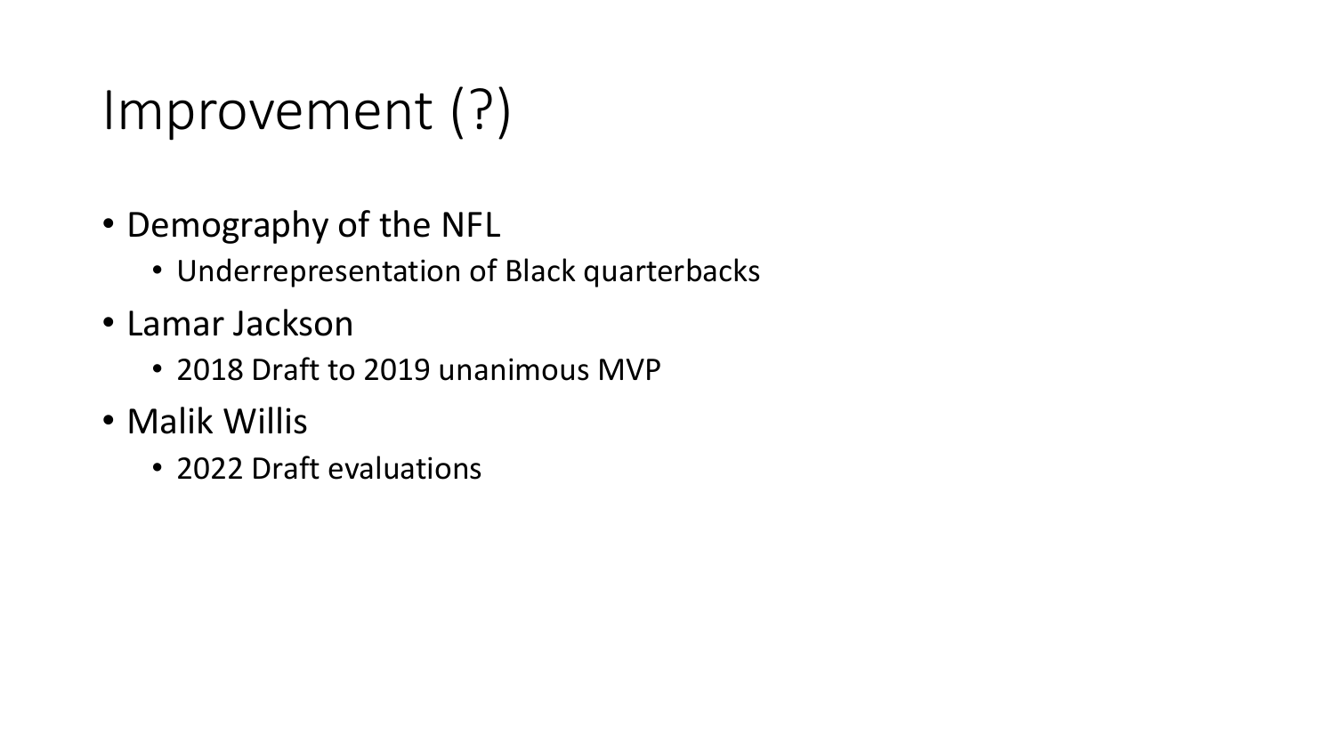# Improvement (?)

- Demography of the NFL
  - Underrepresentation of Black quarterbacks
- Lamar Jackson
  - 2018 Draft to 2019 unanimous MVP
- Malik Willis
  - 2022 Draft evaluations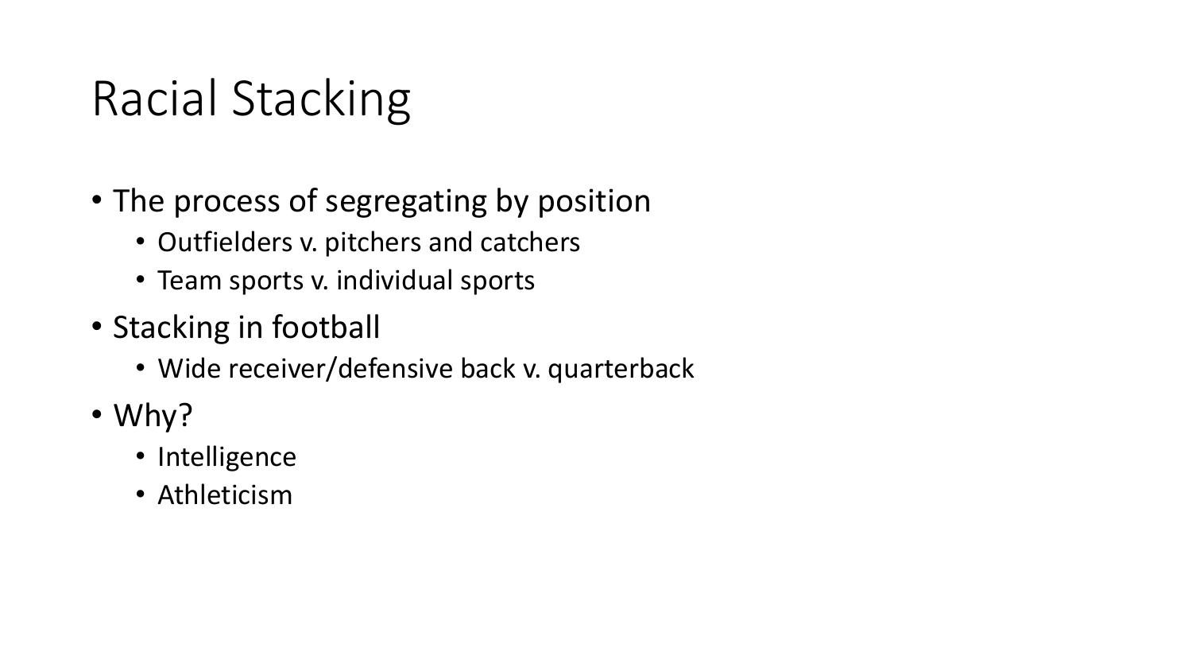# Racial Stacking

- The process of segregating by position
  - Outfielders v. pitchers and catchers
  - Team sports v. individual sports
- Stacking in football
  - Wide receiver/defensive back v. quarterback
- Why?
  - Intelligence
  - Athleticism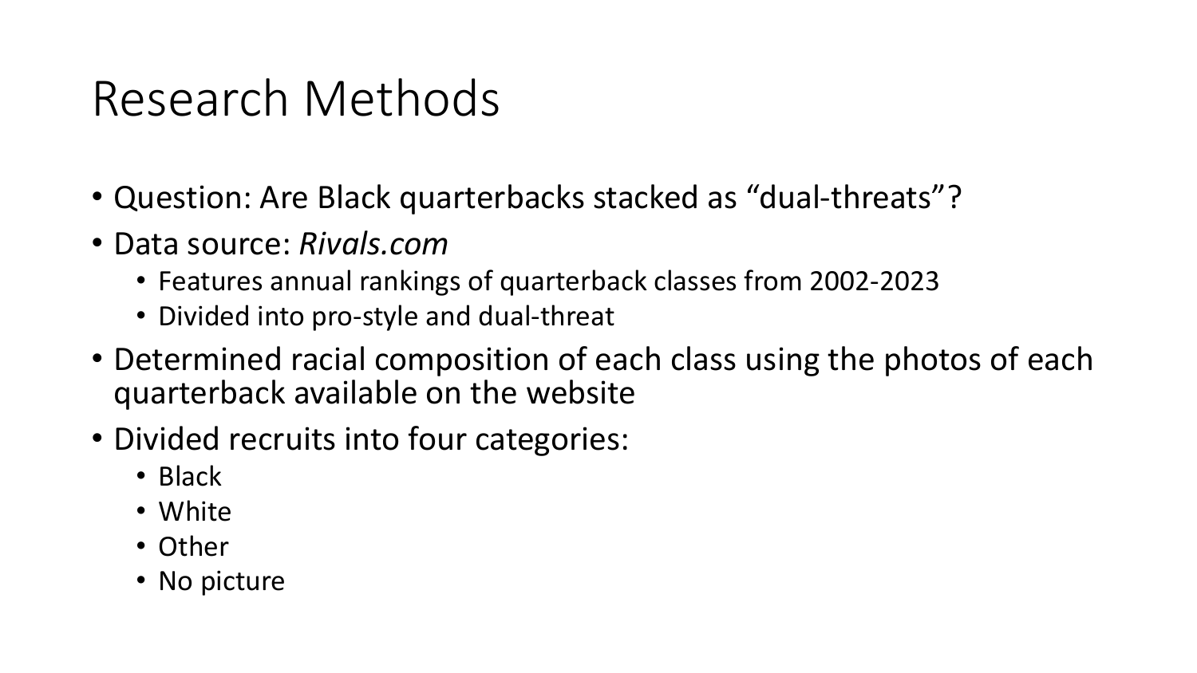# Research Methods

- Question: Are Black quarterbacks stacked as "dual-threats"?
- Data source: *Rivals.com*
  - Features annual rankings of quarterback classes from 2002-2023
  - Divided into pro-style and dual-threat
- Determined racial composition of each class using the photos of each quarterback available on the website
- Divided recruits into four categories:
  - Black
  - White
  - Other
  - No picture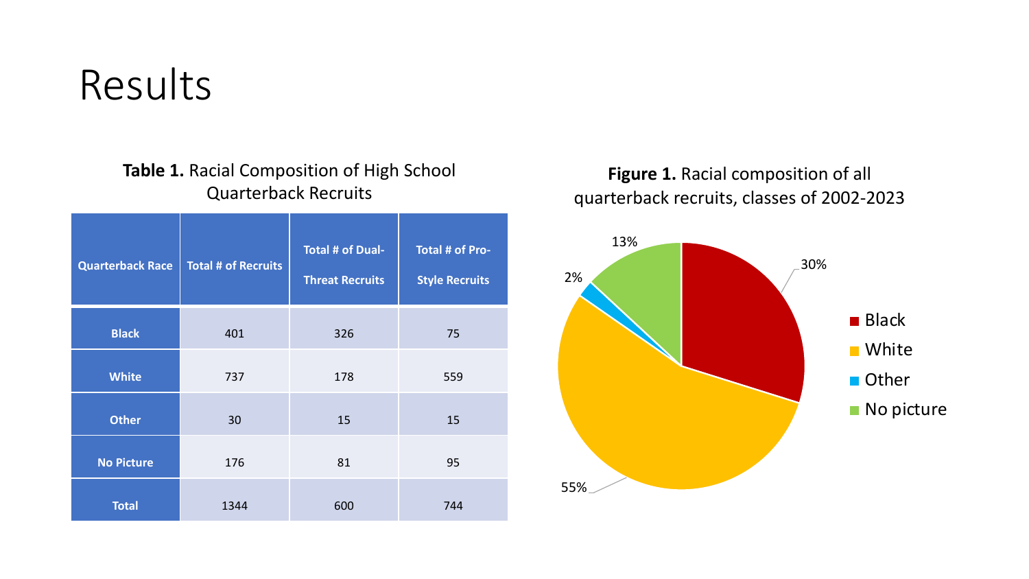# Results

**Table 1.** Racial Composition of High School Quarterback Recruits

| Quarterback Race | Total # of Recruits | Total # of Dual-Threat Recruits | Total # of Pro-Style Recruits |
|---|---|---|---|
| **Black** | 401 | 326 | 75 |
| **White** | 737 | 178 | 559 |
| **Other** | 30 | 15 | 15 |
| **No Picture** | 176 | 81 | 95 |
| **Total** | 1344 | 600 | 744 |

**Figure 1.** Racial composition of all quarterback recruits, classes of 2002-2023

- Black: 30%
- White: 55%
- Other: 2%
- No picture: 13%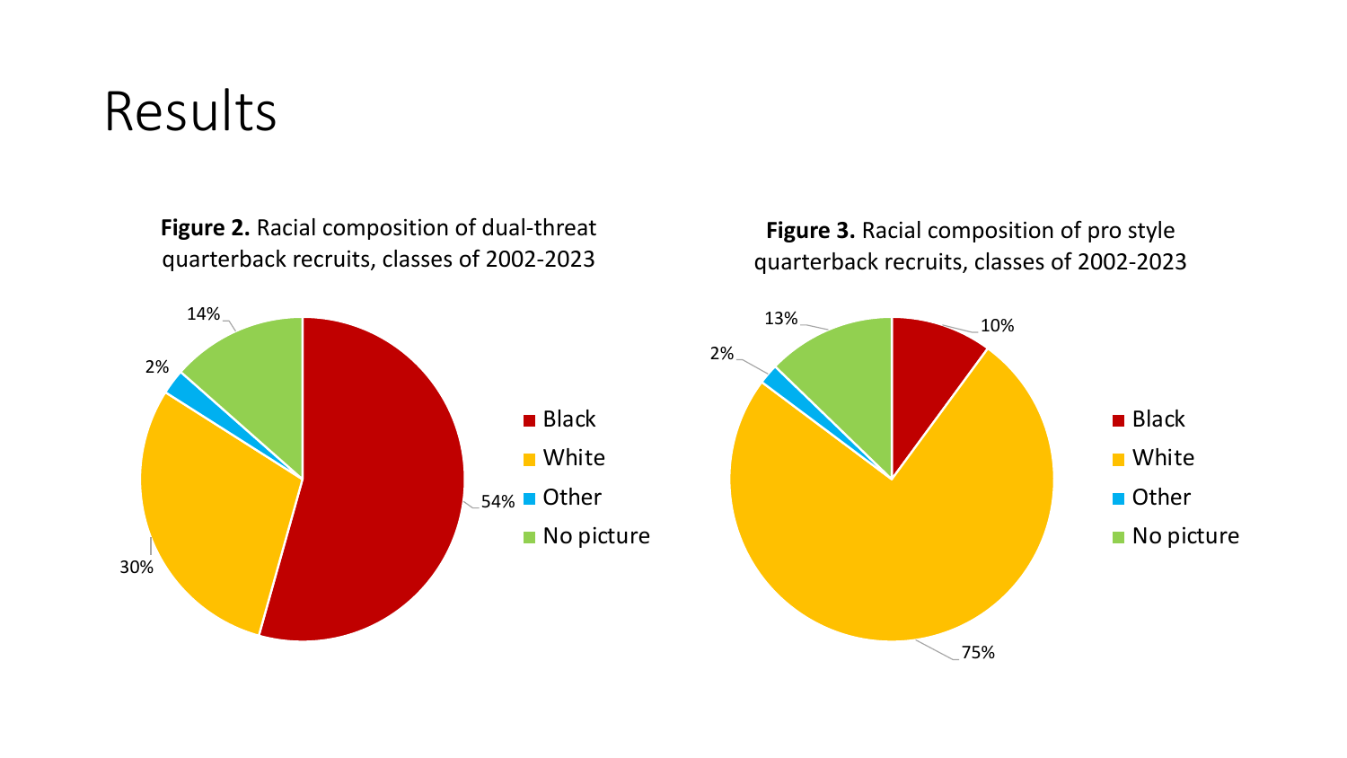# Results

**Figure 2.** Racial composition of dual-threat quarterback recruits, classes of 2002-2023

| Category | Percentage |
|---|---|
| Black | 54% |
| White | 30% |
| Other | 2% |
| No picture | 14% |

**Figure 3.** Racial composition of pro style quarterback recruits, classes of 2002-2023

| Category | Percentage |
|---|---|
| Black | 10% |
| White | 75% |
| Other | 2% |
| No picture | 13% |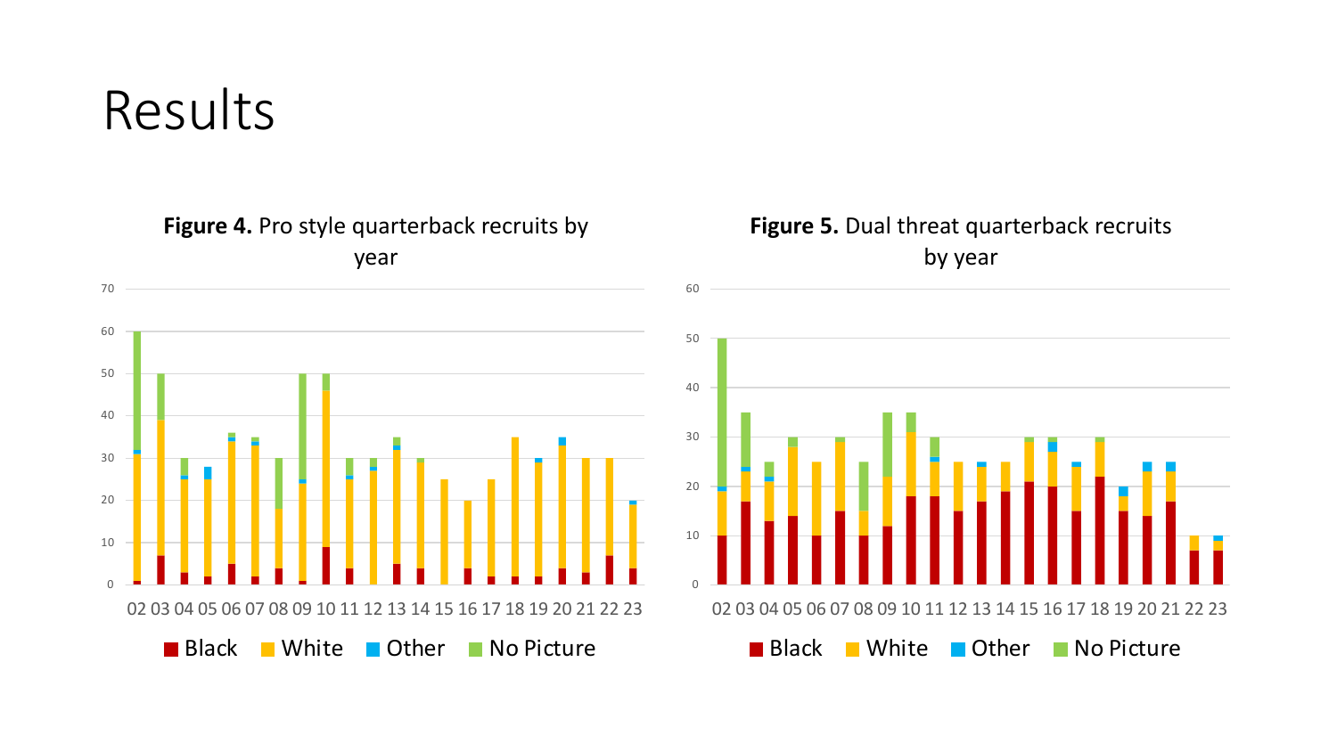# Results

**Figure 4.** Pro style quarterback recruits by year

**Figure 5.** Dual threat quarterback recruits by year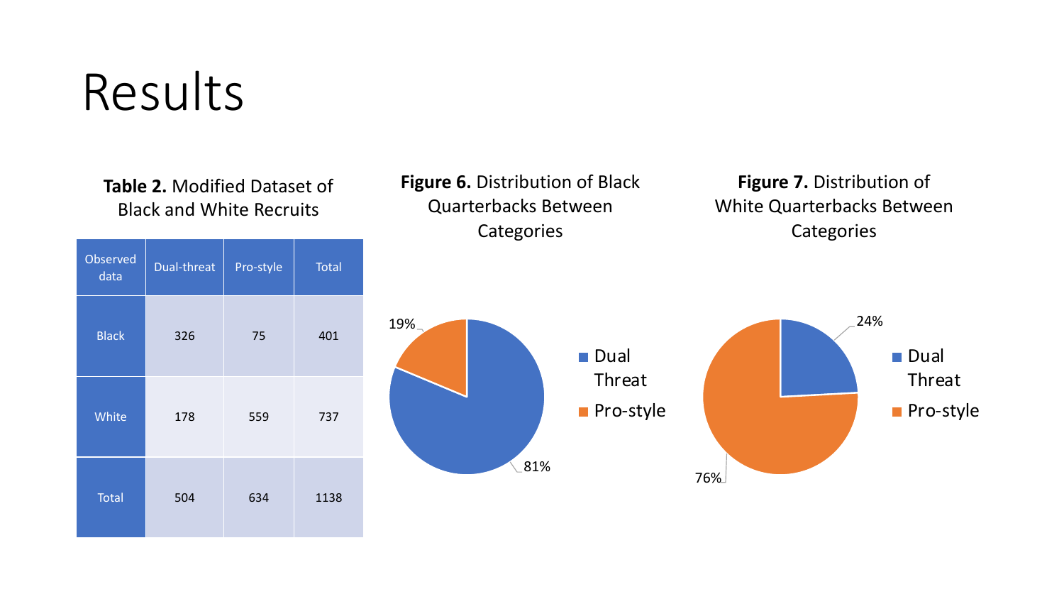# Results

**Table 2.** Modified Dataset of Black and White Recruits

| Observed data | Dual-threat | Pro-style | Total |
|---|---|---|---|
| Black | 326 | 75 | 401 |
| White | 178 | 559 | 737 |
| Total | 504 | 634 | 1138 |

**Figure 6.** Distribution of Black Quarterbacks Between Categories

**Figure 7.** Distribution of White Quarterbacks Between Categories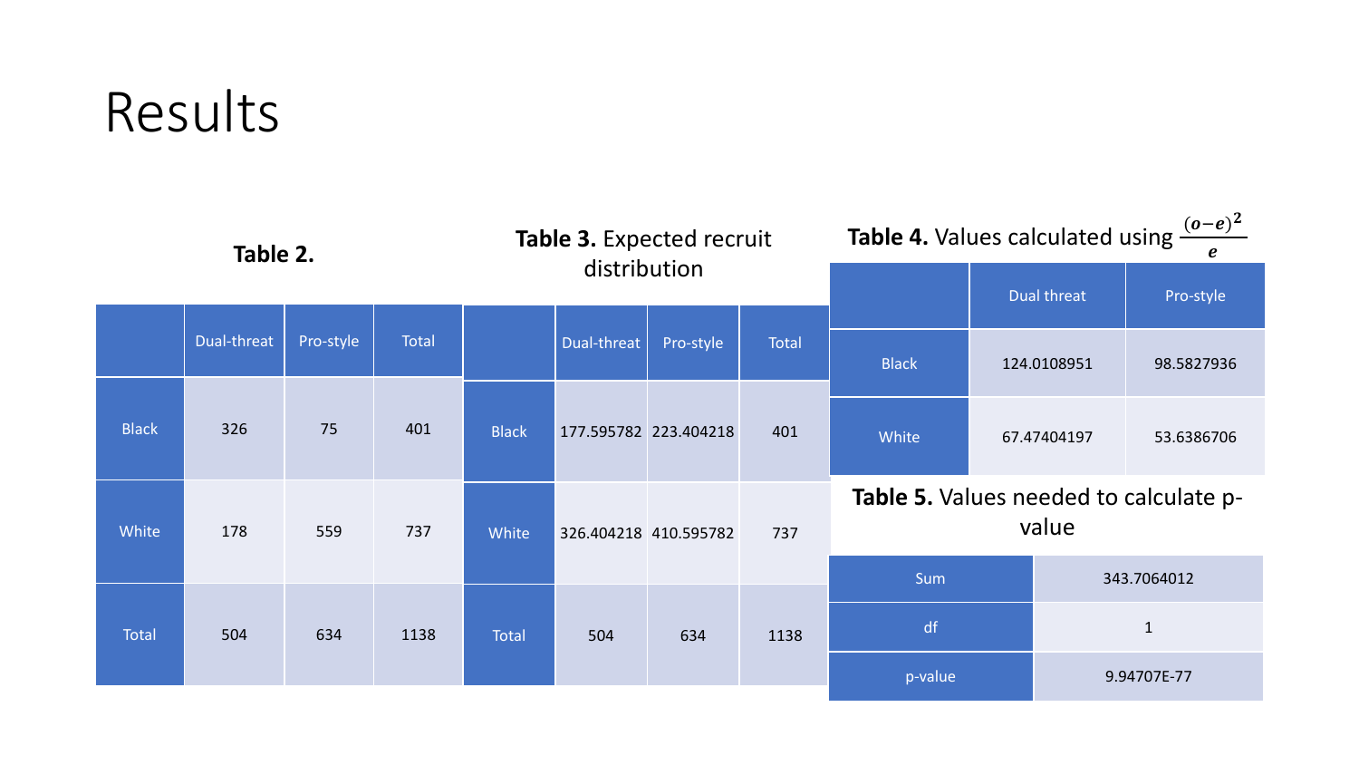# Results

**Table 2.**

| | Dual-threat | Pro-style | Total |
|---|---|---|---|
| Black | 326 | 75 | 401 |
| White | 178 | 559 | 737 |
| Total | 504 | 634 | 1138 |

**Table 3.** Expected recruit distribution

| | Dual-threat | Pro-style | Total |
|---|---|---|---|
| Black | 177.595782 | 223.404218 | 401 |
| White | 326.404218 | 410.595782 | 737 |
| Total | 504 | 634 | 1138 |

**Table 4.** Values calculated using $\frac{(o-e)^2}{e}$

| | Dual threat | Pro-style |
|---|---|---|
| Black | 124.0108951 | 98.5827936 |
| White | 67.47404197 | 53.6386706 |

**Table 5.** Values needed to calculate p-value

| | |
|---|---|
| Sum | 343.7064012 |
| df | 1 |
| p-value | 9.94707E-77 |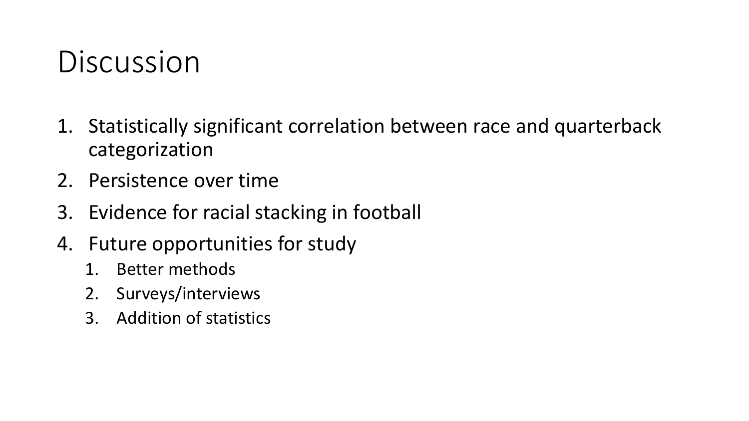# Discussion

1. Statistically significant correlation between race and quarterback categorization
2. Persistence over time
3. Evidence for racial stacking in football
4. Future opportunities for study
   1. Better methods
   2. Surveys/interviews
   3. Addition of statistics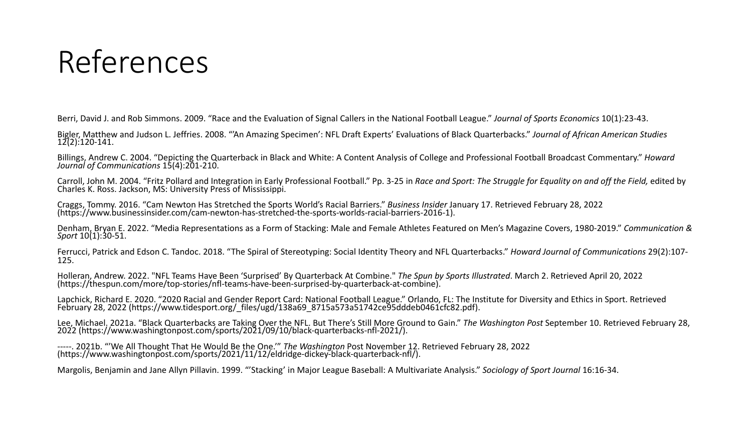# References

Berri, David J. and Rob Simmons. 2009. "Race and the Evaluation of Signal Callers in the National Football League." *Journal of Sports Economics* 10(1):23-43.

Bigler, Matthew and Judson L. Jeffries. 2008. "'An Amazing Specimen': NFL Draft Experts' Evaluations of Black Quarterbacks." *Journal of African American Studies* 12(2):120-141.

Billings, Andrew C. 2004. "Depicting the Quarterback in Black and White: A Content Analysis of College and Professional Football Broadcast Commentary." *Howard Journal of Communications* 15(4):201-210.

Carroll, John M. 2004. "Fritz Pollard and Integration in Early Professional Football." Pp. 3-25 in *Race and Sport: The Struggle for Equality on and off the Field,* edited by Charles K. Ross. Jackson, MS: University Press of Mississippi.

Craggs, Tommy. 2016. "Cam Newton Has Stretched the Sports World's Racial Barriers." *Business Insider* January 17. Retrieved February 28, 2022 (https://www.businessinsider.com/cam-newton-has-stretched-the-sports-worlds-racial-barriers-2016-1).

Denham, Bryan E. 2022. "Media Representations as a Form of Stacking: Male and Female Athletes Featured on Men's Magazine Covers, 1980-2019." *Communication & Sport* 10(1):30-51.

Ferrucci, Patrick and Edson C. Tandoc. 2018. "The Spiral of Stereotyping: Social Identity Theory and NFL Quarterbacks." *Howard Journal of Communications* 29(2):107-125.

Holleran, Andrew. 2022. "NFL Teams Have Been 'Surprised' By Quarterback At Combine." *The Spun by Sports Illustrated*. March 2. Retrieved April 20, 2022 (https://thespun.com/more/top-stories/nfl-teams-have-been-surprised-by-quarterback-at-combine).

Lapchick, Richard E. 2020. "2020 Racial and Gender Report Card: National Football League." Orlando, FL: The Institute for Diversity and Ethics in Sport. Retrieved February 28, 2022 (https://www.tidesport.org/_files/ugd/138a69_8715a573a51742ce95dddeb0461cfc82.pdf).

Lee, Michael. 2021a. "Black Quarterbacks are Taking Over the NFL. But There's Still More Ground to Gain." *The Washington Post* September 10. Retrieved February 28, 2022 (https://www.washingtonpost.com/sports/2021/09/10/black-quarterbacks-nfl-2021/).

-----. 2021b. "'We All Thought That He Would Be the One.'" *The Washington* Post November 12. Retrieved February 28, 2022 (https://www.washingtonpost.com/sports/2021/11/12/eldridge-dickey-black-quarterback-nfl/).

Margolis, Benjamin and Jane Allyn Pillavin. 1999. "'Stacking' in Major League Baseball: A Multivariate Analysis." *Sociology of Sport Journal* 16:16-34.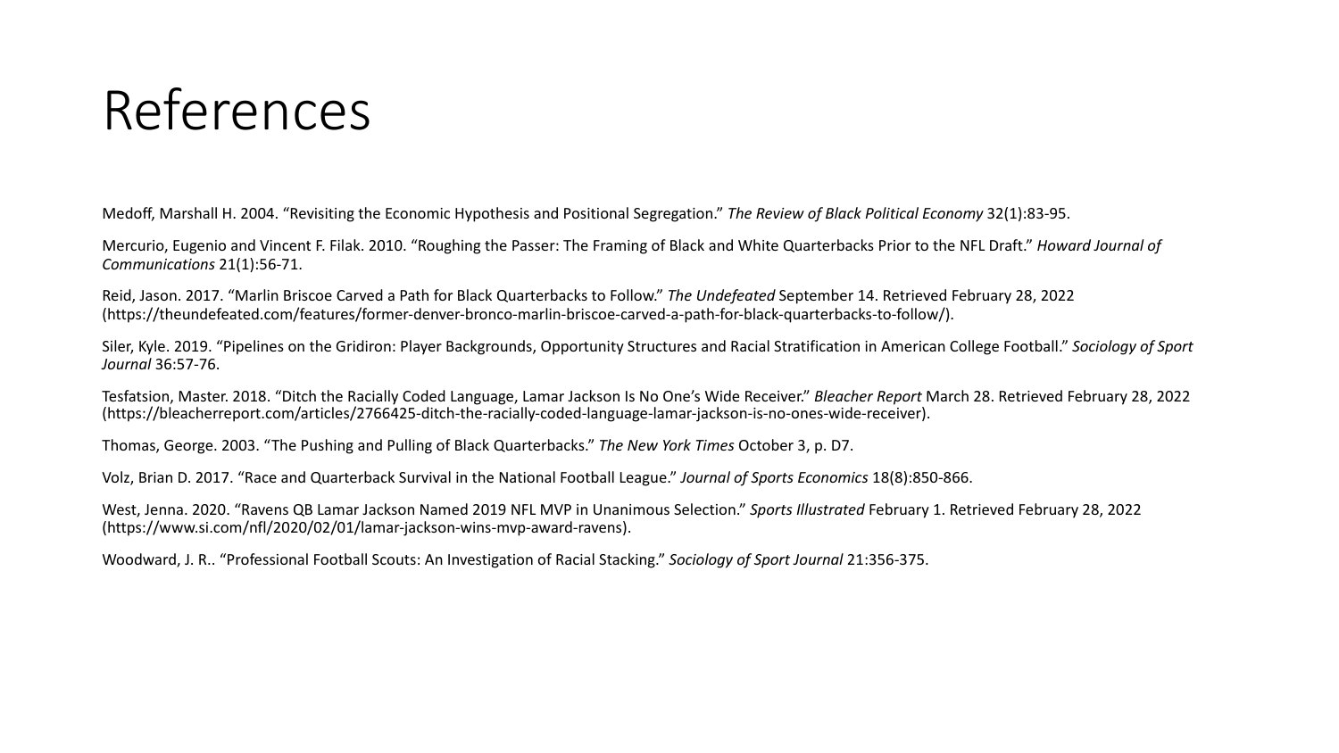# References

Medoff, Marshall H. 2004. “Revisiting the Economic Hypothesis and Positional Segregation.” *The Review of Black Political Economy* 32(1):83-95.

Mercurio, Eugenio and Vincent F. Filak. 2010. “Roughing the Passer: The Framing of Black and White Quarterbacks Prior to the NFL Draft.” *Howard Journal of Communications* 21(1):56-71.

Reid, Jason. 2017. “Marlin Briscoe Carved a Path for Black Quarterbacks to Follow.” *The Undefeated* September 14. Retrieved February 28, 2022 (https://theundefeated.com/features/former-denver-bronco-marlin-briscoe-carved-a-path-for-black-quarterbacks-to-follow/).

Siler, Kyle. 2019. “Pipelines on the Gridiron: Player Backgrounds, Opportunity Structures and Racial Stratification in American College Football.” *Sociology of Sport Journal* 36:57-76.

Tesfatsion, Master. 2018. “Ditch the Racially Coded Language, Lamar Jackson Is No One’s Wide Receiver.” *Bleacher Report* March 28. Retrieved February 28, 2022 (https://bleacherreport.com/articles/2766425-ditch-the-racially-coded-language-lamar-jackson-is-no-ones-wide-receiver).

Thomas, George. 2003. “The Pushing and Pulling of Black Quarterbacks.” *The New York Times* October 3, p. D7.

Volz, Brian D. 2017. “Race and Quarterback Survival in the National Football League.” *Journal of Sports Economics* 18(8):850-866.

West, Jenna. 2020. “Ravens QB Lamar Jackson Named 2019 NFL MVP in Unanimous Selection.” *Sports Illustrated* February 1. Retrieved February 28, 2022 (https://www.si.com/nfl/2020/02/01/lamar-jackson-wins-mvp-award-ravens).

Woodward, J. R.. “Professional Football Scouts: An Investigation of Racial Stacking.” *Sociology of Sport Journal* 21:356-375.